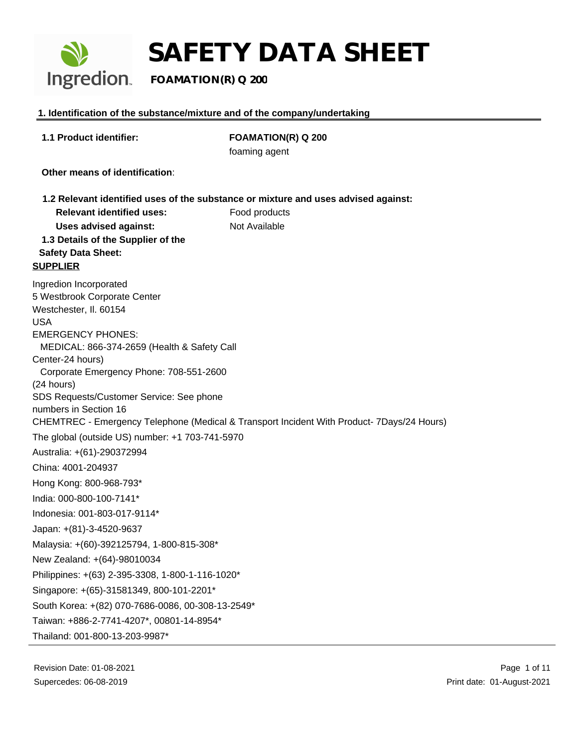# SAFETY DATA SHEET

**FOAMATION(R) Q 200**

## 1. Identification of the substance/mixture and of the company/undertaking

**1.1 Product identifier:** **FOAMATION(R) Q 200**
foaming agent

**Other means of identification**:

**1.2 Relevant identified uses of the substance or mixture and uses advised against:**

**Relevant identified uses:** Food products

**Uses advised against:** Not Available

**1.3 Details of the Supplier of the Safety Data Sheet:**

**SUPPLIER**

Ingredion Incorporated
5 Westbrook Corporate Center
Westchester, Il. 60154
USA
EMERGENCY PHONES:
MEDICAL: 866-374-2659 (Health & Safety Call Center-24 hours)
Corporate Emergency Phone: 708-551-2600 (24 hours)
SDS Requests/Customer Service: See phone numbers in Section 16
CHEMTREC - Emergency Telephone (Medical & Transport Incident With Product- 7Days/24 Hours)
The global (outside US) number: +1 703-741-5970
Australia: +(61)-290372994
China: 4001-204937
Hong Kong: 800-968-793*
India: 000-800-100-7141*
Indonesia: 001-803-017-9114*
Japan: +(81)-3-4520-9637
Malaysia: +(60)-392125794, 1-800-815-308*
New Zealand: +(64)-98010034
Philippines: +(63) 2-395-3308, 1-800-1-116-1020*
Singapore: +(65)-31581349, 800-101-2201*
South Korea: +(82) 070-7686-0086, 00-308-13-2549*
Taiwan: +886-2-7741-4207*, 00801-14-8954*
Thailand: 001-800-13-203-9987*

Revision Date: 01-08-2021
Supercedes: 06-08-2019
Print date: 01-August-2021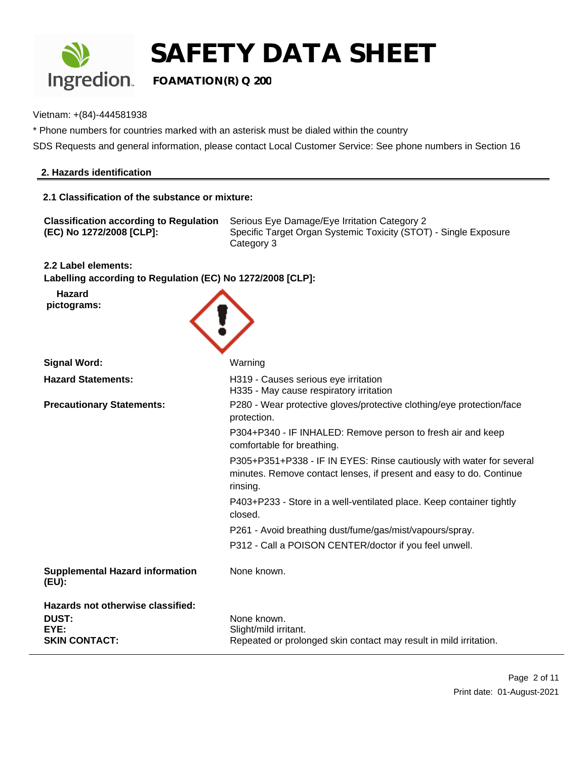Vietnam: +(84)-444581938

* Phone numbers for countries marked with an asterisk must be dialed within the country

SDS Requests and general information, please contact Local Customer Service: See phone numbers in Section 16

## 2. Hazards identification

### 2.1 Classification of the substance or mixture:

| | |
|---|---|
| **Classification according to Regulation (EC) No 1272/2008 [CLP]:** | Serious Eye Damage/Eye Irritation Category 2<br>Specific Target Organ Systemic Toxicity (STOT) - Single Exposure Category 3 |

### 2.2 Label elements:

**Labelling according to Regulation (EC) No 1272/2008 [CLP]:**

**Hazard pictograms:**

| | |
|---|---|
| **Signal Word:** | Warning |
| **Hazard Statements:** | H319 - Causes serious eye irritation<br>H335 - May cause respiratory irritation |
| **Precautionary Statements:** | P280 - Wear protective gloves/protective clothing/eye protection/face protection.<br>P304+P340 - IF INHALED: Remove person to fresh air and keep comfortable for breathing.<br>P305+P351+P338 - IF IN EYES: Rinse cautiously with water for several minutes. Remove contact lenses, if present and easy to do. Continue rinsing.<br>P403+P233 - Store in a well-ventilated place. Keep container tightly closed.<br>P261 - Avoid breathing dust/fume/gas/mist/vapours/spray.<br>P312 - Call a POISON CENTER/doctor if you feel unwell. |
| **Supplemental Hazard information (EU):** | None known. |

**Hazards not otherwise classified:**

| | |
|---|---|
| **DUST:** | None known. |
| **EYE:** | Slight/mild irritant. |
| **SKIN CONTACT:** | Repeated or prolonged skin contact may result in mild irritation. |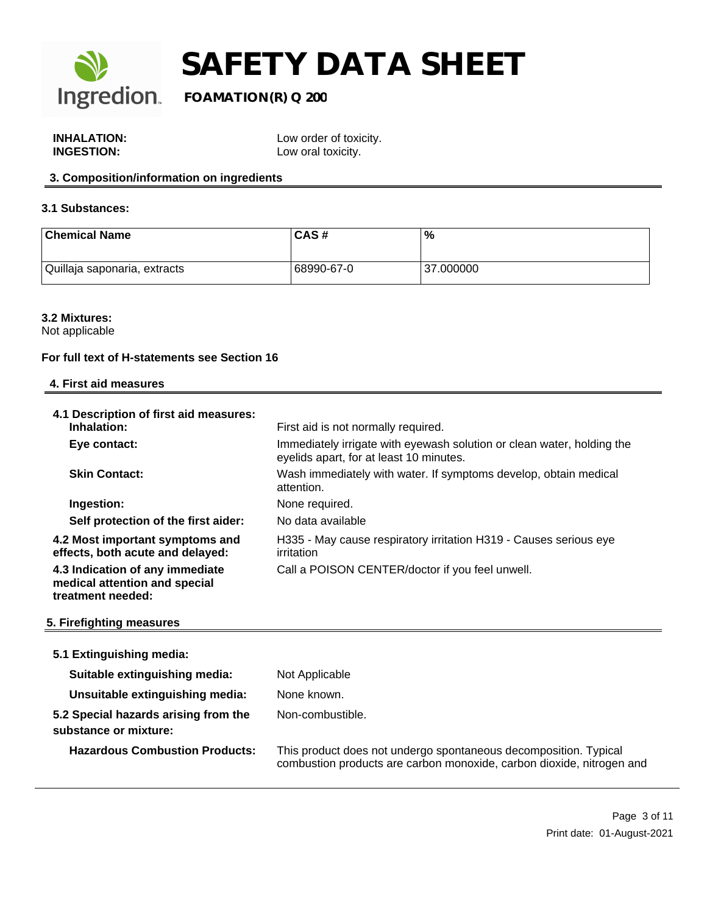**INHALATION:** Low order of toxicity.
**INGESTION:** Low oral toxicity.

## 3. Composition/information on ingredients

### 3.1 Substances:

| Chemical Name | CAS # | % |
|---|---|---|
| Quillaja saponaria, extracts | 68990-67-0 | 37.000000 |

### 3.2 Mixtures:

Not applicable

**For full text of H-statements see Section 16**

## 4. First aid measures

**4.1 Description of first aid measures:**

**Inhalation:** First aid is not normally required.

**Eye contact:** Immediately irrigate with eyewash solution or clean water, holding the eyelids apart, for at least 10 minutes.

**Skin Contact:** Wash immediately with water. If symptoms develop, obtain medical attention.

**Ingestion:** None required.

**Self protection of the first aider:** No data available

**4.2 Most important symptoms and effects, both acute and delayed:** H335 - May cause respiratory irritation H319 - Causes serious eye irritation

**4.3 Indication of any immediate medical attention and special treatment needed:** Call a POISON CENTER/doctor if you feel unwell.

## 5. Firefighting measures

**5.1 Extinguishing media:**

**Suitable extinguishing media:** Not Applicable

**Unsuitable extinguishing media:** None known.

**5.2 Special hazards arising from the substance or mixture:** Non-combustible.

**Hazardous Combustion Products:** This product does not undergo spontaneous decomposition. Typical combustion products are carbon monoxide, carbon dioxide, nitrogen and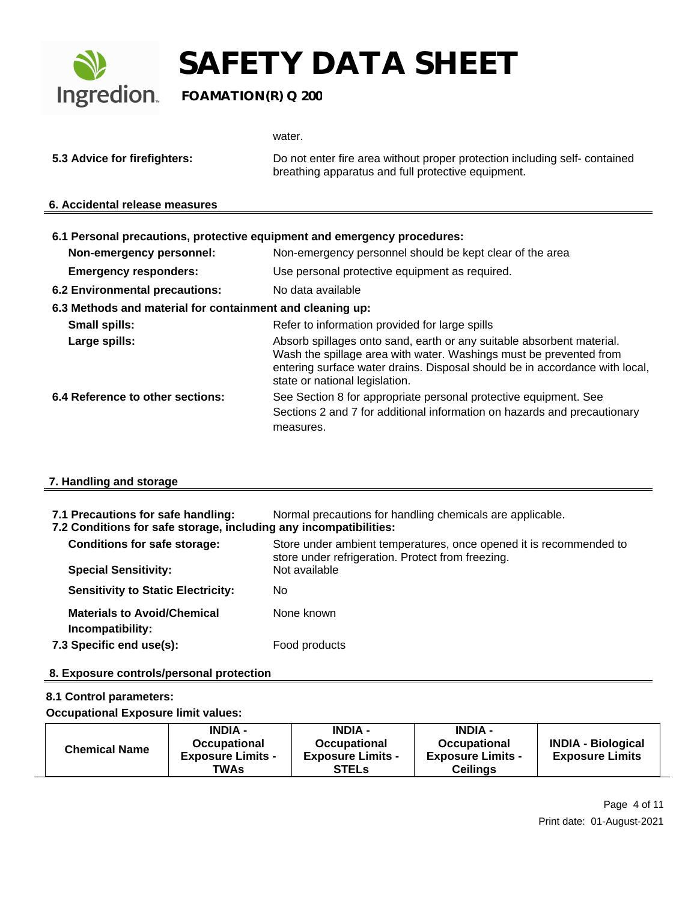water.

**5.3 Advice for firefighters:** Do not enter fire area without proper protection including self- contained breathing apparatus and full protective equipment.

## 6. Accidental release measures

**6.1 Personal precautions, protective equipment and emergency procedures:**

**Non-emergency personnel:** Non-emergency personnel should be kept clear of the area

**Emergency responders:** Use personal protective equipment as required.

**6.2 Environmental precautions:** No data available

**6.3 Methods and material for containment and cleaning up:**

**Small spills:** Refer to information provided for large spills

**Large spills:** Absorb spillages onto sand, earth or any suitable absorbent material. Wash the spillage area with water. Washings must be prevented from entering surface water drains. Disposal should be in accordance with local, state or national legislation.

**6.4 Reference to other sections:** See Section 8 for appropriate personal protective equipment. See Sections 2 and 7 for additional information on hazards and precautionary measures.

## 7. Handling and storage

**7.1 Precautions for safe handling:** Normal precautions for handling chemicals are applicable.

**7.2 Conditions for safe storage, including any incompatibilities:**

**Conditions for safe storage:** Store under ambient temperatures, once opened it is recommended to store under refrigeration. Protect from freezing.

**Special Sensitivity:** Not available

**Sensitivity to Static Electricity:** No

**Materials to Avoid/Chemical Incompatibility:** None known

**7.3 Specific end use(s):** Food products

## 8. Exposure controls/personal protection

**8.1 Control parameters:**

**Occupational Exposure limit values:**

| Chemical Name | INDIA - Occupational Exposure Limits - TWAs | INDIA - Occupational Exposure Limits - STELs | INDIA - Occupational Exposure Limits - Ceilings | INDIA - Biological Exposure Limits |
| --- | --- | --- | --- | --- |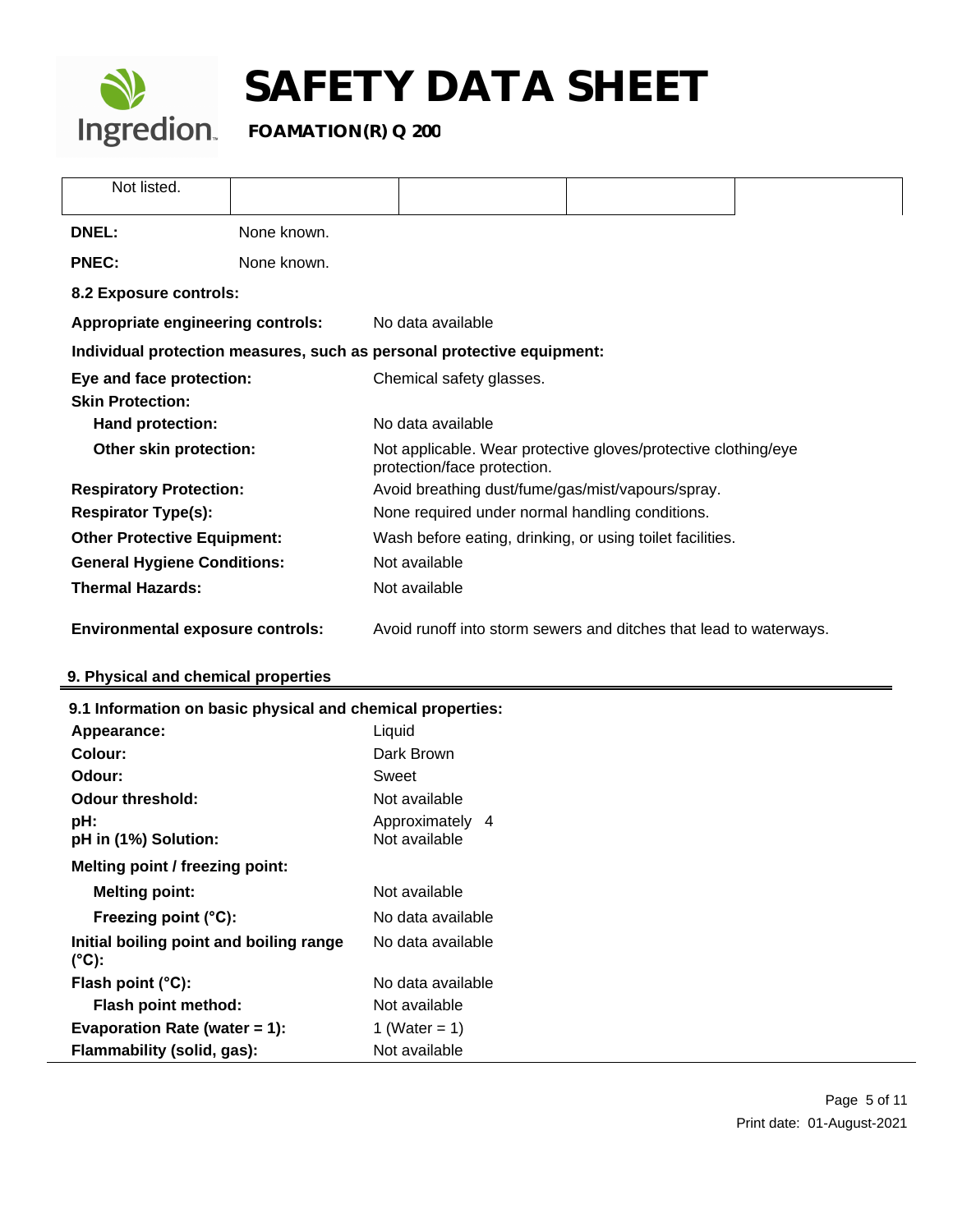| Not listed. | | | | |
|---|---|---|---|---|

**DNEL:** None known.

**PNEC:** None known.

**8.2 Exposure controls:**

| | |
|---|---|
| **Appropriate engineering controls:** | No data available |

**Individual protection measures, such as personal protective equipment:**

| | |
|---|---|
| **Eye and face protection:** | Chemical safety glasses. |
| **Skin Protection:** | |
| **Hand protection:** | No data available |
| **Other skin protection:** | Not applicable. Wear protective gloves/protective clothing/eye protection/face protection. |
| **Respiratory Protection:** | Avoid breathing dust/fume/gas/mist/vapours/spray. |
| **Respirator Type(s):** | None required under normal handling conditions. |
| **Other Protective Equipment:** | Wash before eating, drinking, or using toilet facilities. |
| **General Hygiene Conditions:** | Not available |
| **Thermal Hazards:** | Not available |
| **Environmental exposure controls:** | Avoid runoff into storm sewers and ditches that lead to waterways. |

## 9. Physical and chemical properties

**9.1 Information on basic physical and chemical properties:**

| | |
|---|---|
| **Appearance:** | Liquid |
| **Colour:** | Dark Brown |
| **Odour:** | Sweet |
| **Odour threshold:** | Not available |
| **pH:** | Approximately 4 |
| **pH in (1%) Solution:** | Not available |
| **Melting point / freezing point:** | |
| **Melting point:** | Not available |
| **Freezing point (°C):** | No data available |
| **Initial boiling point and boiling range (°C):** | No data available |
| **Flash point (°C):** | No data available |
| **Flash point method:** | Not available |
| **Evaporation Rate (water = 1):** | 1 (Water = 1) |
| **Flammability (solid, gas):** | Not available |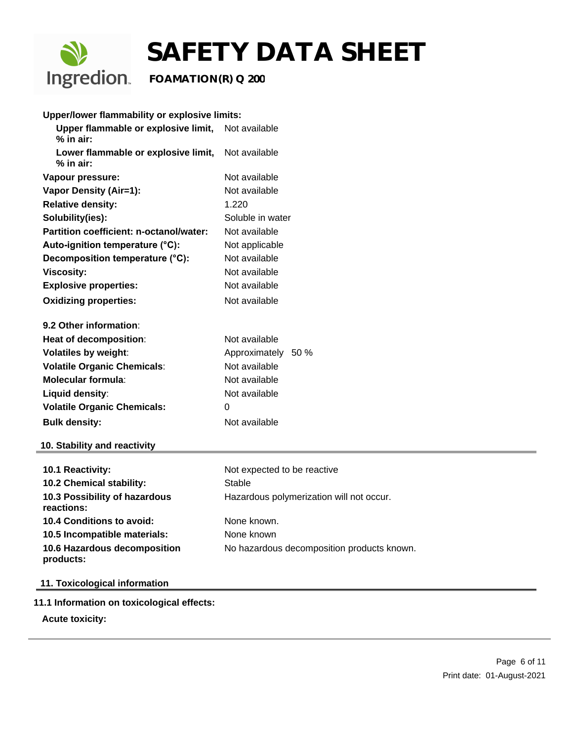**Upper/lower flammability or explosive limits:**

| | |
|---|---|
| **Upper flammable or explosive limit, % in air:** | Not available |
| **Lower flammable or explosive limit, % in air:** | Not available |
| **Vapour pressure:** | Not available |
| **Vapor Density (Air=1):** | Not available |
| **Relative density:** | 1.220 |
| **Solubility(ies):** | Soluble in water |
| **Partition coefficient: n-octanol/water:** | Not available |
| **Auto-ignition temperature (°C):** | Not applicable |
| **Decomposition temperature (°C):** | Not available |
| **Viscosity:** | Not available |
| **Explosive properties:** | Not available |
| **Oxidizing properties:** | Not available |

**9.2 Other information**:

| | |
|---|---|
| **Heat of decomposition**: | Not available |
| **Volatiles by weight**: | Approximately 50 % |
| **Volatile Organic Chemicals**: | Not available |
| **Molecular formula**: | Not available |
| **Liquid density**: | Not available |
| **Volatile Organic Chemicals:** | 0 |
| **Bulk density:** | Not available |

## 10. Stability and reactivity

| | |
|---|---|
| **10.1 Reactivity:** | Not expected to be reactive |
| **10.2 Chemical stability:** | Stable |
| **10.3 Possibility of hazardous reactions:** | Hazardous polymerization will not occur. |
| **10.4 Conditions to avoid:** | None known. |
| **10.5 Incompatible materials:** | None known |
| **10.6 Hazardous decomposition products:** | No hazardous decomposition products known. |

## 11. Toxicological information

**11.1 Information on toxicological effects:**

**Acute toxicity:**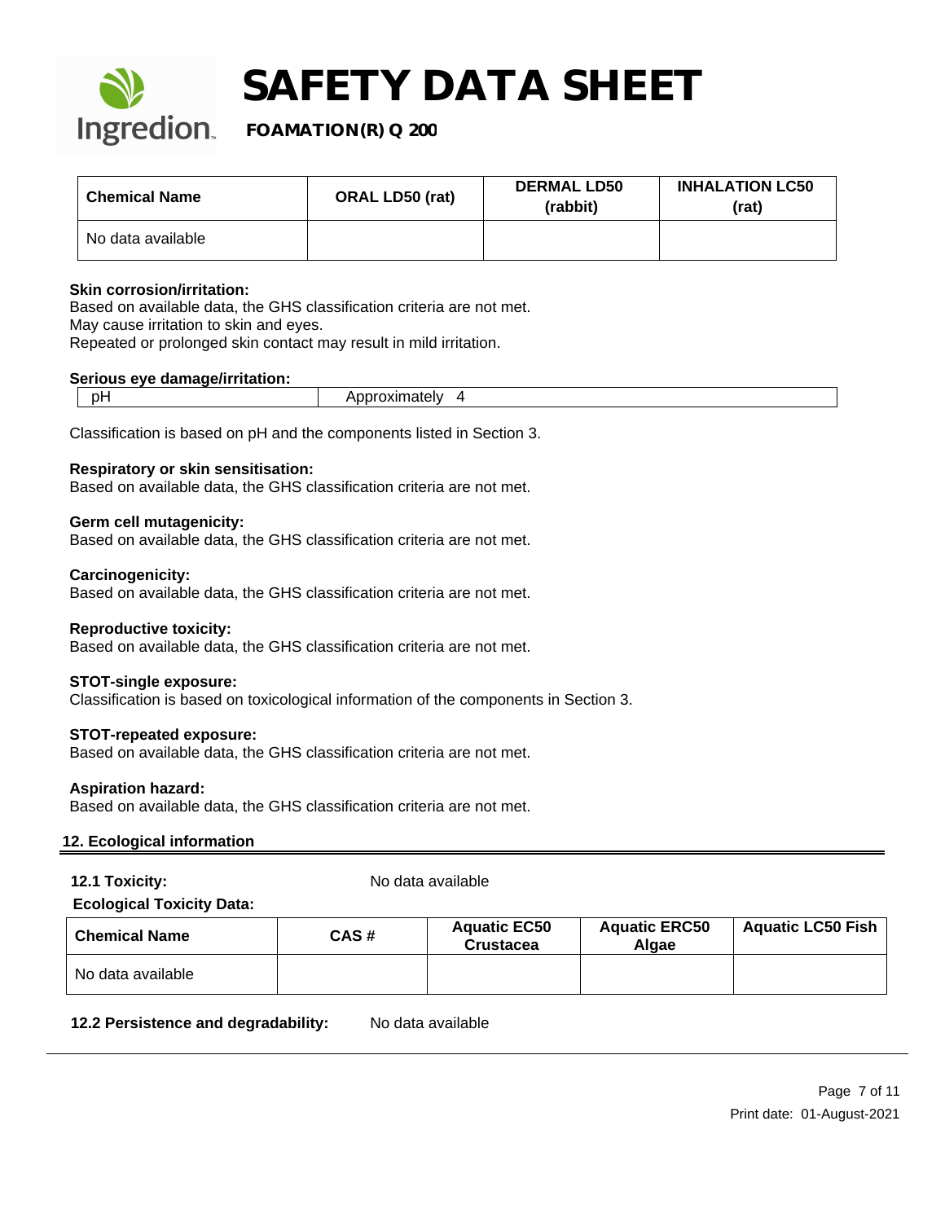| Chemical Name | ORAL LD50 (rat) | DERMAL LD50 (rabbit) | INHALATION LC50 (rat) |
|---|---|---|---|
| No data available | | | |

**Skin corrosion/irritation:**
Based on available data, the GHS classification criteria are not met.
May cause irritation to skin and eyes.
Repeated or prolonged skin contact may result in mild irritation.

**Serious eye damage/irritation:**

| pH | Approximately 4 |
|---|---|

Classification is based on pH and the components listed in Section 3.

**Respiratory or skin sensitisation:**
Based on available data, the GHS classification criteria are not met.

**Germ cell mutagenicity:**
Based on available data, the GHS classification criteria are not met.

**Carcinogenicity:**
Based on available data, the GHS classification criteria are not met.

**Reproductive toxicity:**
Based on available data, the GHS classification criteria are not met.

**STOT-single exposure:**
Classification is based on toxicological information of the components in Section 3.

**STOT-repeated exposure:**
Based on available data, the GHS classification criteria are not met.

**Aspiration hazard:**
Based on available data, the GHS classification criteria are not met.

## 12. Ecological information

**12.1 Toxicity:** No data available

**Ecological Toxicity Data:**

| Chemical Name | CAS # | Aquatic EC50 Crustacea | Aquatic ERC50 Algae | Aquatic LC50 Fish |
|---|---|---|---|---|
| No data available | | | | |

**12.2 Persistence and degradability:** No data available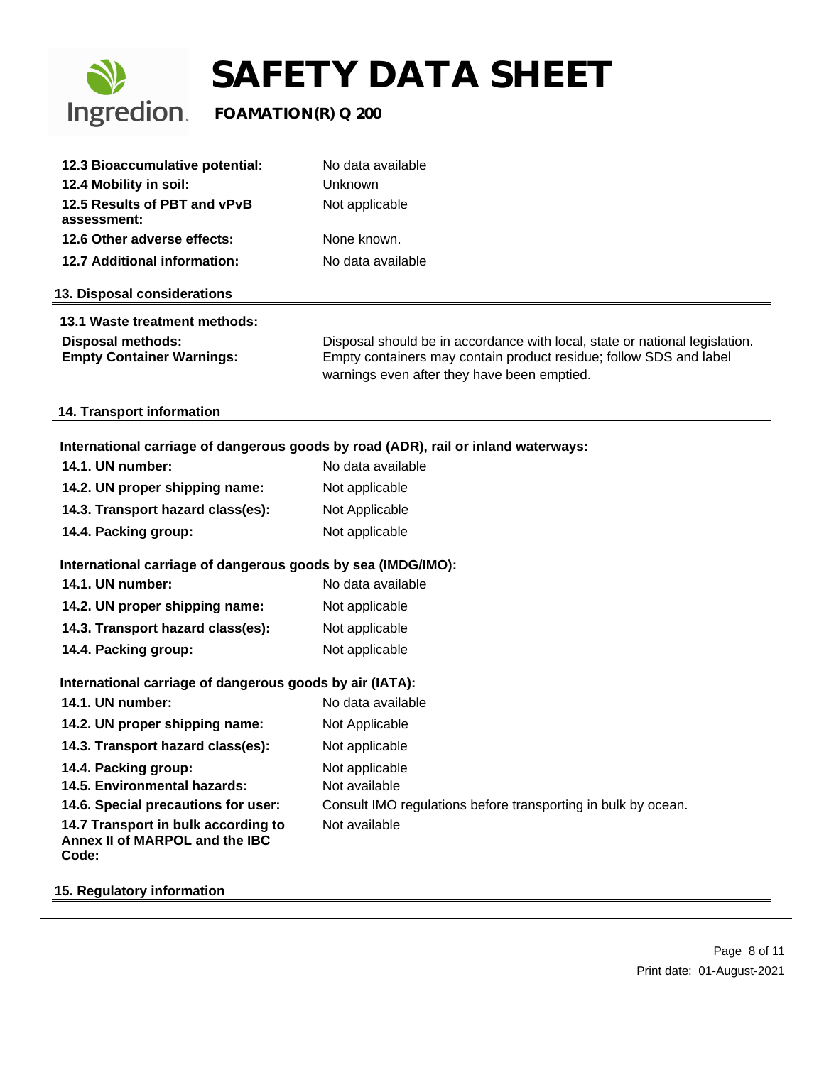| | |
|---|---|
| **12.3 Bioaccumulative potential:** | No data available |
| **12.4 Mobility in soil:** | Unknown |
| **12.5 Results of PBT and vPvB assessment:** | Not applicable |
| **12.6 Other adverse effects:** | None known. |
| **12.7 Additional information:** | No data available |

## 13. Disposal considerations

**13.1 Waste treatment methods:**

| | |
|---|---|
| **Disposal methods:** | Disposal should be in accordance with local, state or national legislation. |
| **Empty Container Warnings:** | Empty containers may contain product residue; follow SDS and label warnings even after they have been emptied. |

## 14. Transport information

**International carriage of dangerous goods by road (ADR), rail or inland waterways:**

| | |
|---|---|
| **14.1. UN number:** | No data available |
| **14.2. UN proper shipping name:** | Not applicable |
| **14.3. Transport hazard class(es):** | Not Applicable |
| **14.4. Packing group:** | Not applicable |

**International carriage of dangerous goods by sea (IMDG/IMO):**

| | |
|---|---|
| **14.1. UN number:** | No data available |
| **14.2. UN proper shipping name:** | Not applicable |
| **14.3. Transport hazard class(es):** | Not applicable |
| **14.4. Packing group:** | Not applicable |

**International carriage of dangerous goods by air (IATA):**

| | |
|---|---|
| **14.1. UN number:** | No data available |
| **14.2. UN proper shipping name:** | Not Applicable |
| **14.3. Transport hazard class(es):** | Not applicable |
| **14.4. Packing group:** | Not applicable |
| **14.5. Environmental hazards:** | Not available |
| **14.6. Special precautions for user:** | Consult IMO regulations before transporting in bulk by ocean. |
| **14.7 Transport in bulk according to Annex II of MARPOL and the IBC Code:** | Not available |

## 15. Regulatory information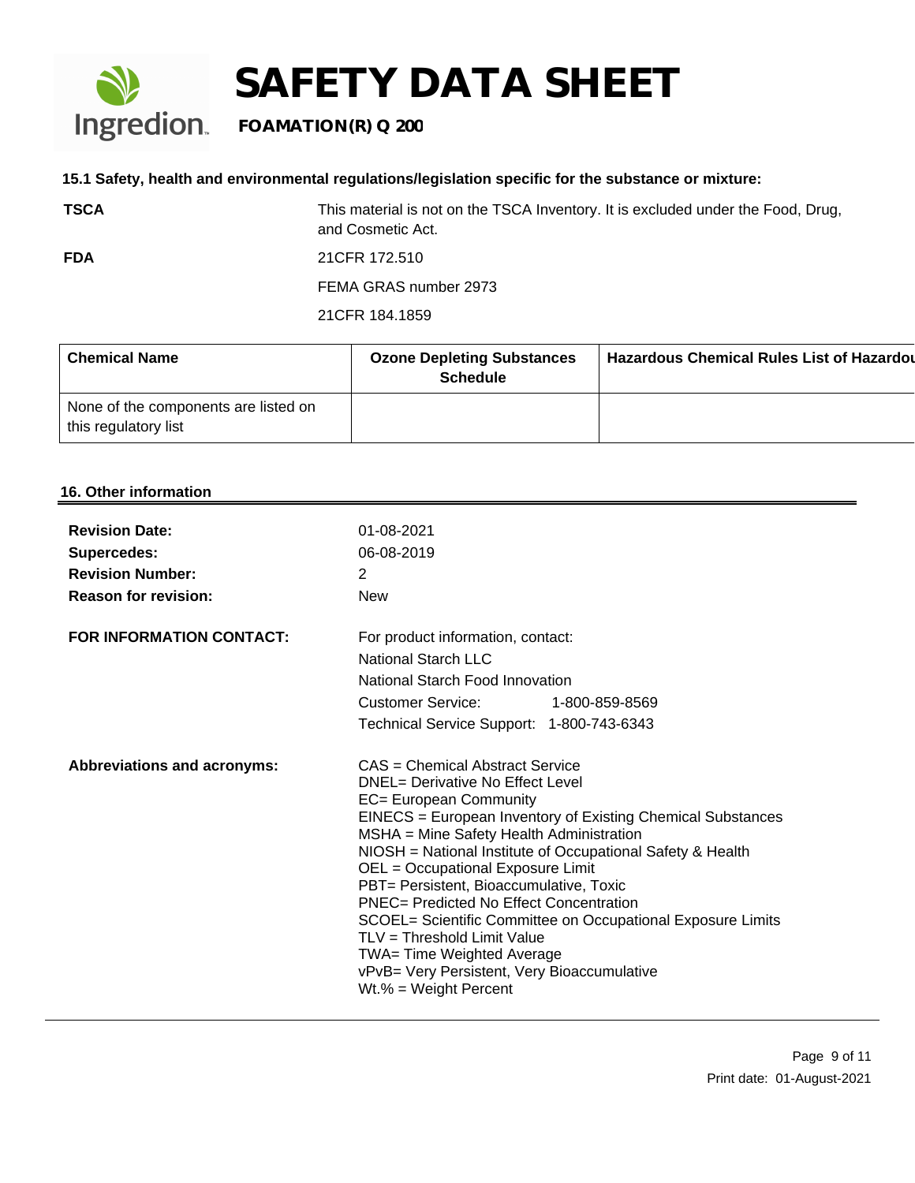### 15.1 Safety, health and environmental regulations/legislation specific for the substance or mixture:

**TSCA**
This material is not on the TSCA Inventory. It is excluded under the Food, Drug, and Cosmetic Act.

**FDA**
21CFR 172.510

FEMA GRAS number 2973

21CFR 184.1859

| Chemical Name | Ozone Depleting Substances Schedule | Hazardous Chemical Rules List of Hazardou |
|---|---|---|
| None of the components are listed on this regulatory list | | |

## 16. Other information

**Revision Date:** 01-08-2021
**Supercedes:** 06-08-2019
**Revision Number:** 2
**Reason for revision:** New

**FOR INFORMATION CONTACT:**
For product information, contact:
National Starch LLC
National Starch Food Innovation
Customer Service: 1-800-859-8569
Technical Service Support: 1-800-743-6343

**Abbreviations and acronyms:**
CAS = Chemical Abstract Service
DNEL= Derivative No Effect Level
EC= European Community
EINECS = European Inventory of Existing Chemical Substances
MSHA = Mine Safety Health Administration
NIOSH = National Institute of Occupational Safety & Health
OEL = Occupational Exposure Limit
PBT= Persistent, Bioaccumulative, Toxic
PNEC= Predicted No Effect Concentration
SCOEL= Scientific Committee on Occupational Exposure Limits
TLV = Threshold Limit Value
TWA= Time Weighted Average
vPvB= Very Persistent, Very Bioaccumulative
Wt.% = Weight Percent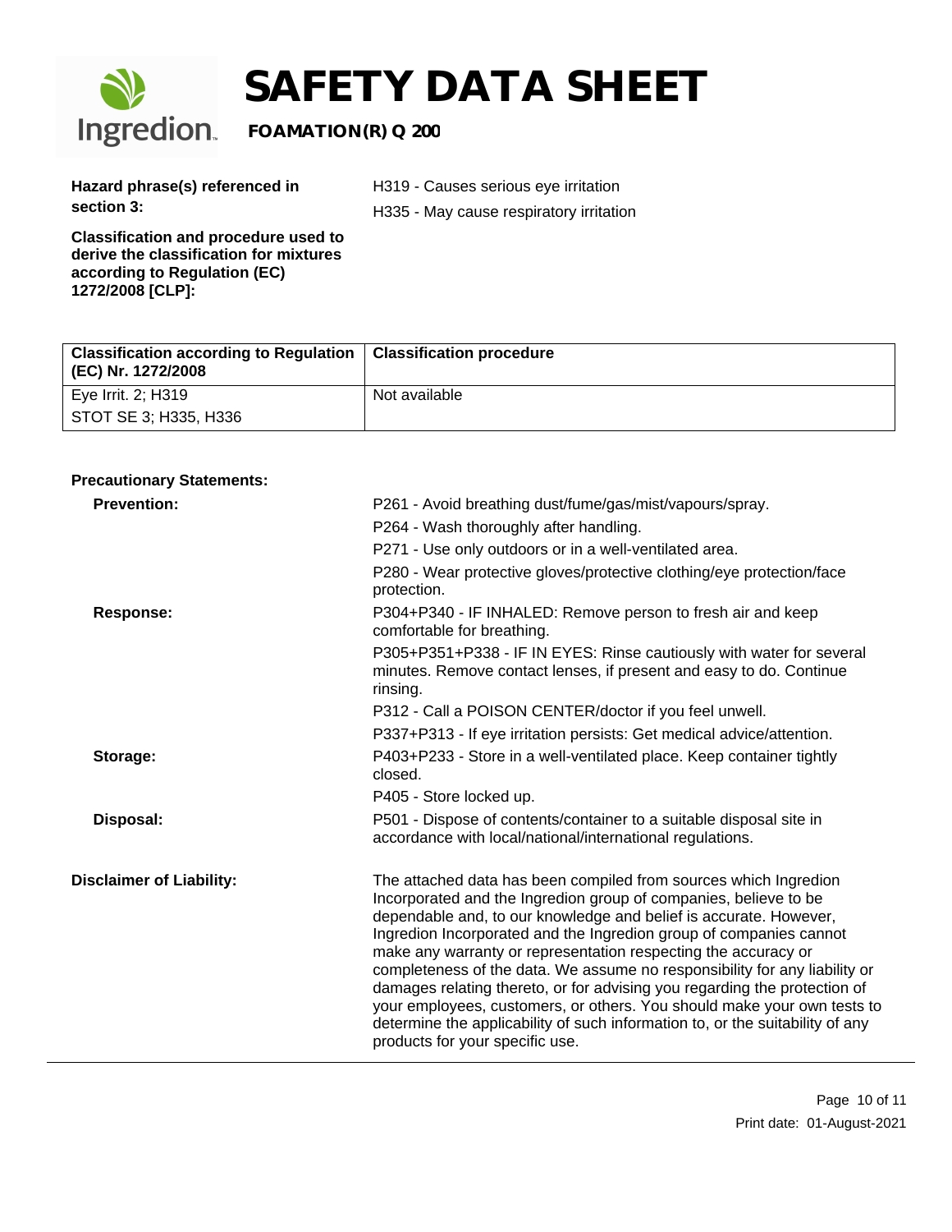**Hazard phrase(s) referenced in section 3:**

H319 - Causes serious eye irritation

H335 - May cause respiratory irritation

**Classification and procedure used to derive the classification for mixtures according to Regulation (EC) 1272/2008 [CLP]:**

| Classification according to Regulation (EC) Nr. 1272/2008 | Classification procedure |
| --- | --- |
| Eye Irrit. 2; H319<br>STOT SE 3; H335, H336 | Not available |

**Precautionary Statements:**

**Prevention:**

P261 - Avoid breathing dust/fume/gas/mist/vapours/spray.

P264 - Wash thoroughly after handling.

P271 - Use only outdoors or in a well-ventilated area.

P280 - Wear protective gloves/protective clothing/eye protection/face protection.

**Response:**

P304+P340 - IF INHALED: Remove person to fresh air and keep comfortable for breathing.

P305+P351+P338 - IF IN EYES: Rinse cautiously with water for several minutes. Remove contact lenses, if present and easy to do. Continue rinsing.

P312 - Call a POISON CENTER/doctor if you feel unwell.

P337+P313 - If eye irritation persists: Get medical advice/attention.

**Storage:**

P403+P233 - Store in a well-ventilated place. Keep container tightly closed.

P405 - Store locked up.

**Disposal:**

P501 - Dispose of contents/container to a suitable disposal site in accordance with local/national/international regulations.

**Disclaimer of Liability:**

The attached data has been compiled from sources which Ingredion Incorporated and the Ingredion group of companies, believe to be dependable and, to our knowledge and belief is accurate. However, Ingredion Incorporated and the Ingredion group of companies cannot make any warranty or representation respecting the accuracy or completeness of the data. We assume no responsibility for any liability or damages relating thereto, or for advising you regarding the protection of your employees, customers, or others. You should make your own tests to determine the applicability of such information to, or the suitability of any products for your specific use.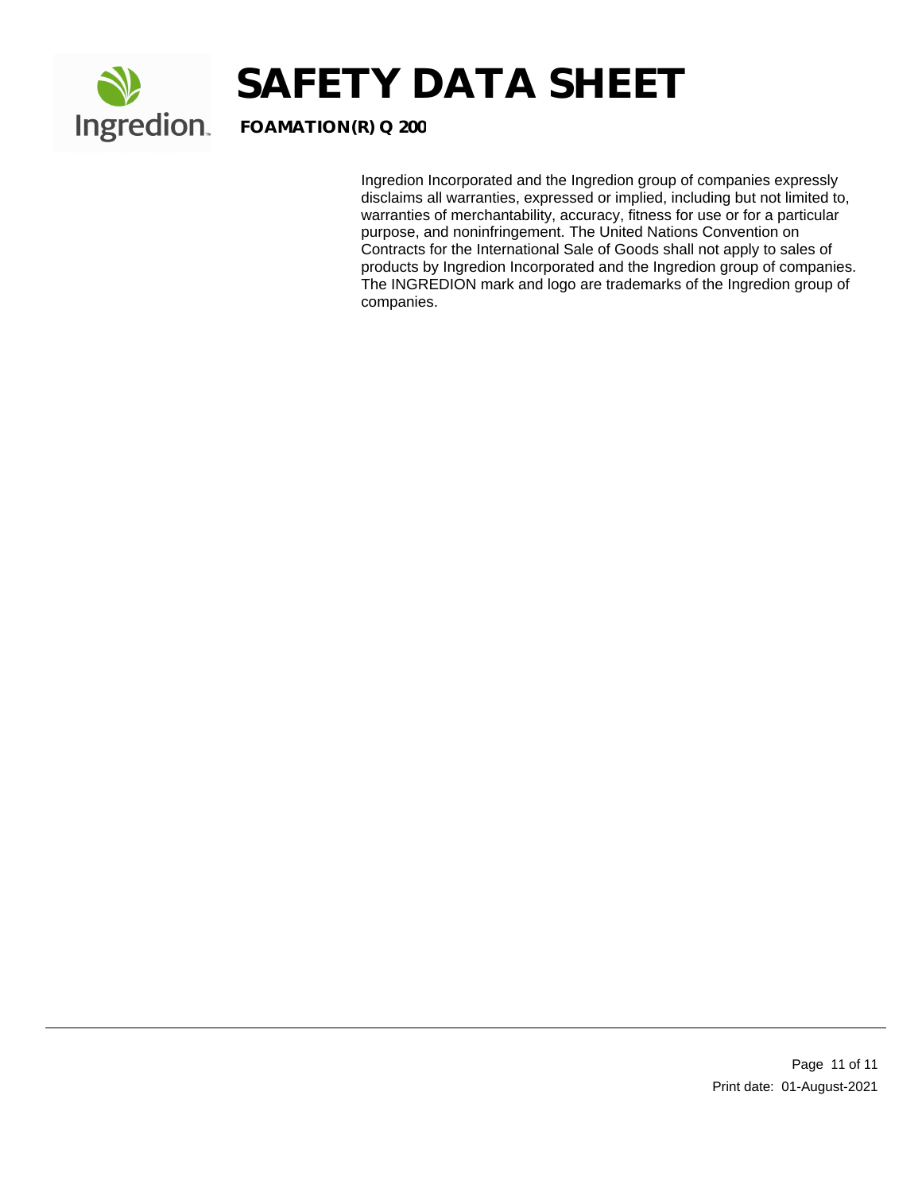Ingredion Incorporated and the Ingredion group of companies expressly disclaims all warranties, expressed or implied, including but not limited to, warranties of merchantability, accuracy, fitness for use or for a particular purpose, and noninfringement. The United Nations Convention on Contracts for the International Sale of Goods shall not apply to sales of products by Ingredion Incorporated and the Ingredion group of companies. The INGREDION mark and logo are trademarks of the Ingredion group of companies.